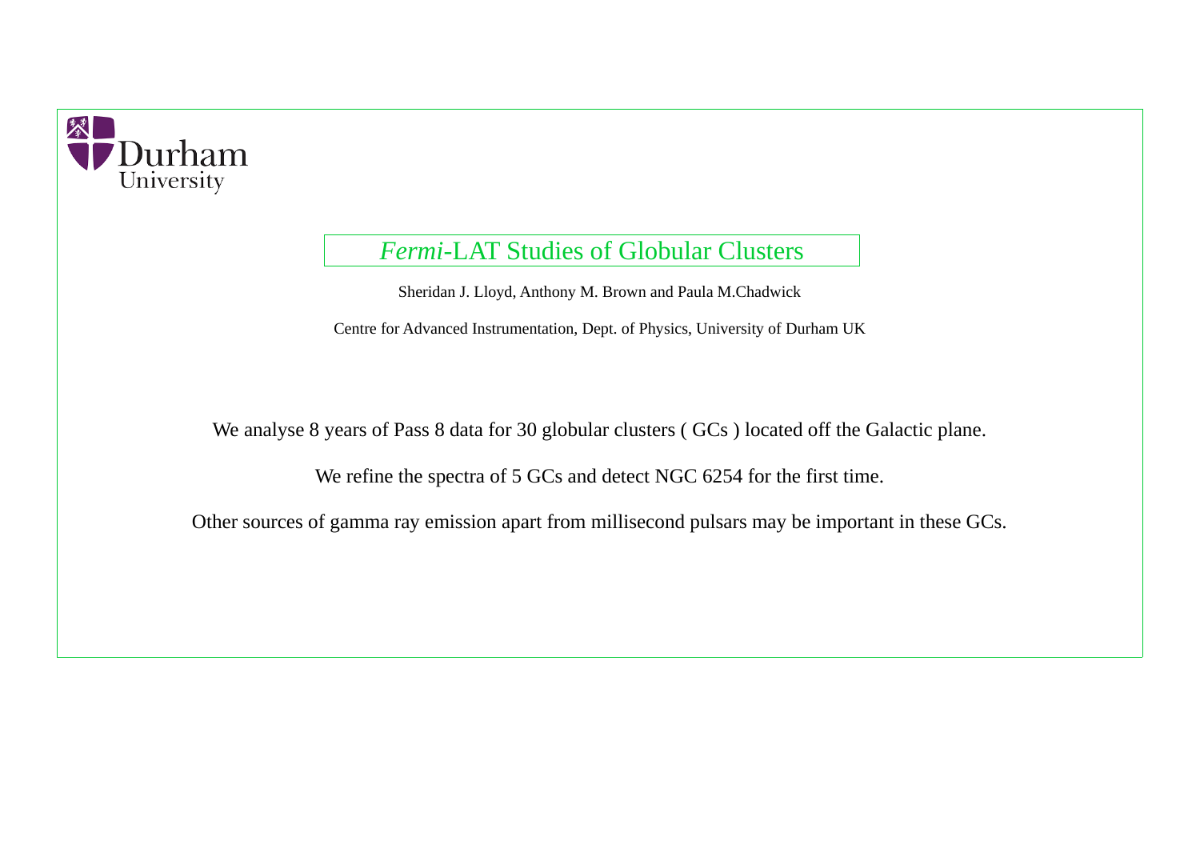Durham University

# *Fermi*-LAT Studies of Globular Clusters

Sheridan J. Lloyd, Anthony M. Brown and Paula M.Chadwick

Centre for Advanced Instrumentation, Dept. of Physics, University of Durham UK

We analyse 8 years of Pass 8 data for 30 globular clusters ( GCs ) located off the Galactic plane.

We refine the spectra of 5 GCs and detect NGC 6254 for the first time.

Other sources of gamma ray emission apart from millisecond pulsars may be important in these GCs.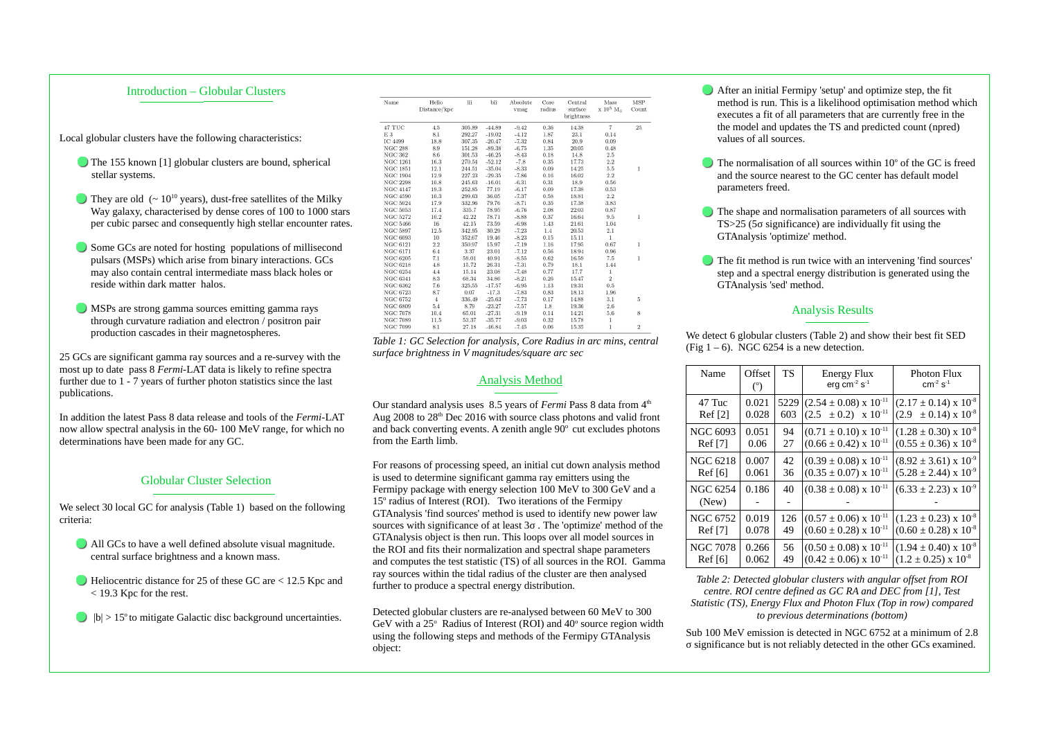## Introduction – Globular Clusters

Local globular clusters have the following characteristics:

- The 155 known [1] globular clusters are bound, spherical stellar systems.
- They are old ($\sim 10^{10}$ years), dust-free satellites of the Milky Way galaxy, characterised by dense cores of 100 to 1000 stars per cubic parsec and consequently high stellar encounter rates.
- Some GCs are noted for hosting populations of millisecond pulsars (MSPs) which arise from binary interactions. GCs may also contain central intermediate mass black holes or reside within dark matter halos.
- MSPs are strong gamma sources emitting gamma rays through curvature radiation and electron / positron pair production cascades in their magnetospheres.

25 GCs are significant gamma ray sources and a re-survey with the most up to date pass 8 *Fermi*-LAT data is likely to refine spectra further due to 1 - 7 years of further photon statistics since the last publications.

In addition the latest Pass 8 data release and tools of the *Fermi*-LAT now allow spectral analysis in the 60- 100 MeV range, for which no determinations have been made for any GC.

## Globular Cluster Selection

We select 30 local GC for analysis (Table 1) based on the following criteria:

- All GCs to have a well defined absolute visual magnitude. central surface brightness and a known mass.
- Heliocentric distance for 25 of these GC are < 12.5 Kpc and < 19.3 Kpc for the rest.
- $|b| > 15^{\circ}$ to mitigate Galactic disc background uncertainties.

| Name | Helio Distance/kpc | lii | bii | Absolute vmag | Core radius | Central surface brightness | Mass x $10^5$ $M_{\odot}$ | MSP Count |
|---|---|---|---|---|---|---|---|---|
| 47 TUC | 4.5 | 305.89 | -44.89 | -9.42 | 0.36 | 14.38 | 7 | 25 |
| E 3 | 8.1 | 292.27 | -19.02 | -4.12 | 1.87 | 23.1 | 0.14 | |
| IC 4499 | 18.8 | 307.35 | -20.47 | -7.32 | 0.84 | 20.9 | 0.09 | |
| NGC 288 | 8.9 | 151.28 | -89.38 | -6.75 | 1.35 | 20.05 | 0.48 | |
| NGC 362 | 8.6 | 301.53 | -46.25 | -8.43 | 0.18 | 14.8 | 2.5 | |
| NGC 1261 | 16.3 | 270.54 | -52.12 | -7.8 | 0.35 | 17.73 | 2.2 | |
| NGC 1851 | 12.1 | 244.51 | -35.04 | -8.33 | 0.09 | 14.25 | 5.5 | 1 |
| NGC 1904 | 12.9 | 227.23 | -29.35 | -7.86 | 0.16 | 16.02 | 2.2 | |
| NGC 2298 | 10.8 | 245.63 | -16.01 | -6.31 | 0.31 | 18.9 | 0.56 | |
| NGC 4147 | 19.3 | 252.85 | 77.19 | -6.17 | 0.09 | 17.38 | 0.53 | |
| NGC 4590 | 10.3 | 299.63 | 36.05 | -7.37 | 0.58 | 18.81 | 2.2 | |
| NGC 5024 | 17.9 | 332.96 | 79.76 | -8.71 | 0.35 | 17.38 | 3.83 | |
| NGC 5053 | 17.4 | 335.7 | 78.95 | -6.76 | 2.08 | 22.03 | 0.87 | |
| NGC 5272 | 10.2 | 42.22 | 78.71 | -8.88 | 0.37 | 16.64 | 9.5 | 1 |
| NGC 5466 | 16 | 42.15 | 73.59 | -6.98 | 1.43 | 21.61 | 1.04 | |
| NGC 5897 | 12.5 | 342.95 | 30.29 | -7.23 | 1.4 | 20.53 | 2.1 | |
| NGC 6093 | 10 | 352.67 | 19.46 | -8.23 | 0.15 | 15.11 | 1 | |
| NGC 6121 | 2.2 | 350.97 | 15.97 | -7.19 | 1.16 | 17.95 | 0.67 | 1 |
| NGC 6171 | 6.4 | 3.37 | 23.01 | -7.12 | 0.56 | 18.94 | 0.96 | |
| NGC 6205 | 7.1 | 59.01 | 40.91 | -8.55 | 0.62 | 16.59 | 7.5 | 1 |
| NGC 6218 | 4.8 | 15.72 | 26.31 | -7.31 | 0.79 | 18.1 | 1.44 | |
| NGC 6254 | 4.4 | 15.14 | 23.08 | -7.48 | 0.77 | 17.7 | 1 | |
| NGC 6341 | 8.3 | 68.34 | 34.86 | -8.21 | 0.26 | 15.47 | 2 | |
| NGC 6362 | 7.6 | 325.55 | -17.57 | -6.95 | 1.13 | 19.31 | 0.5 | |
| NGC 6723 | 8.7 | 0.07 | -17.3 | -7.83 | 0.83 | 18.13 | 1.96 | |
| NGC 6752 | 4 | 336.49 | -25.63 | -7.73 | 0.17 | 14.88 | 3.1 | 5 |
| NGC 6809 | 5.4 | 8.79 | -23.27 | -7.57 | 1.8 | 19.36 | 2.6 | |
| NGC 7078 | 10.4 | 65.01 | -27.31 | -9.19 | 0.14 | 14.21 | 5.6 | 8 |
| NGC 7089 | 11.5 | 53.37 | -35.77 | -9.03 | 0.32 | 15.78 | 1 | |
| NGC 7099 | 8.1 | 27.18 | -46.84 | -7.45 | 0.06 | 15.35 | 1 | 2 |

*Table 1: GC Selection for analysis, Core Radius in arc mins, central surface brightness in V magnitudes/square arc sec*

## Analysis Method

Our standard analysis uses 8.5 years of *Fermi* Pass 8 data from 4th Aug 2008 to 28th Dec 2016 with source class photons and valid front and back converting events. A zenith angle $90^{\circ}$ cut excludes photons from the Earth limb.

For reasons of processing speed, an initial cut down analysis method is used to determine significant gamma ray emitters using the Fermipy package with energy selection 100 MeV to 300 GeV and a $15^{\circ}$ radius of Interest (ROI). Two iterations of the Fermipy GTAnalysis 'find sources' method is used to identify new power law sources with significance of at least $3\sigma$. The 'optimize' method of the GTAnalysis object is then run. This loops over all model sources in the ROI and fits their normalization and spectral shape parameters and computes the test statistic (TS) of all sources in the ROI. Gamma ray sources within the tidal radius of the cluster are then analysed further to produce a spectral energy distribution.

Detected globular clusters are re-analysed between 60 MeV to 300 GeV with a $25^{\circ}$ Radius of Interest (ROI) and $40^{\circ}$ source region width using the following steps and methods of the Fermipy GTAnalysis object:

- After an initial Fermipy 'setup' and optimize step, the fit method is run. This is a likelihood optimisation method which executes a fit of all parameters that are currently free in the model and updates the TS and predicted count (npred) values of all sources.
- The normalisation of all sources within $10^{\circ}$ of the GC is freed and the source nearest to the GC center has default model parameters freed.
- The shape and normalisation parameters of all sources with TS>25 ($5\sigma$ significance) are individually fit using the GTAnalysis 'optimize' method.
- The fit method is run twice with an intervening 'find sources' step and a spectral energy distribution is generated using the GTAnalysis 'sed' method.

## Analysis Results

We detect 6 globular clusters (Table 2) and show their best fit SED (Fig 1 – 6). NGC 6254 is a new detection.

| Name | Offset (°) | TS | Energy Flux erg cm$^{-2}$ s$^{-1}$ | Photon Flux cm$^{-2}$ s$^{-1}$ |
|---|---|---|---|---|
| 47 Tuc | 0.021 | 5229 | $(2.54 \pm 0.08) \times 10^{-11}$ | $(2.17 \pm 0.14) \times 10^{-8}$ |
| Ref [2] | 0.028 | 603 | $(2.5 \pm 0.2) \times 10^{-11}$ | $(2.9 \pm 0.14) \times 10^{-8}$ |
| NGC 6093 | 0.051 | 94 | $(0.71 \pm 0.10) \times 10^{-11}$ | $(1.28 \pm 0.30) \times 10^{-8}$ |
| Ref [7] | 0.06 | 27 | $(0.66 \pm 0.42) \times 10^{-11}$ | $(0.55 \pm 0.36) \times 10^{-8}$ |
| NGC 6218 | 0.007 | 42 | $(0.39 \pm 0.08) \times 10^{-11}$ | $(8.92 \pm 3.61) \times 10^{-9}$ |
| Ref [6] | 0.061 | 36 | $(0.35 \pm 0.07) \times 10^{-11}$ | $(5.28 \pm 2.44) \times 10^{-9}$ |
| NGC 6254 | 0.186 | 40 | $(0.38 \pm 0.08) \times 10^{-11}$ | $(6.33 \pm 2.23) \times 10^{-9}$ |
| (New) | - | - | - | - |
| NGC 6752 | 0.019 | 126 | $(0.57 \pm 0.06) \times 10^{-11}$ | $(1.23 \pm 0.23) \times 10^{-8}$ |
| Ref [7] | 0.078 | 49 | $(0.60 \pm 0.28) \times 10^{-11}$ | $(0.60 \pm 0.28) \times 10^{-8}$ |
| NGC 7078 | 0.266 | 56 | $(0.50 \pm 0.08) \times 10^{-11}$ | $(1.94 \pm 0.40) \times 10^{-8}$ |
| Ref [6] | 0.062 | 49 | $(0.42 \pm 0.06) \times 10^{-11}$ | $(1.2 \pm 0.25) \times 10^{-8}$ |

*Table 2: Detected globular clusters with angular offset from ROI centre. ROI centre defined as GC RA and DEC from [1], Test Statistic (TS), Energy Flux and Photon Flux (Top in row) compared to previous determinations (bottom)*

Sub 100 MeV emission is detected in NGC 6752 at a minimum of 2.8 $\sigma$ significance but is not reliably detected in the other GCs examined.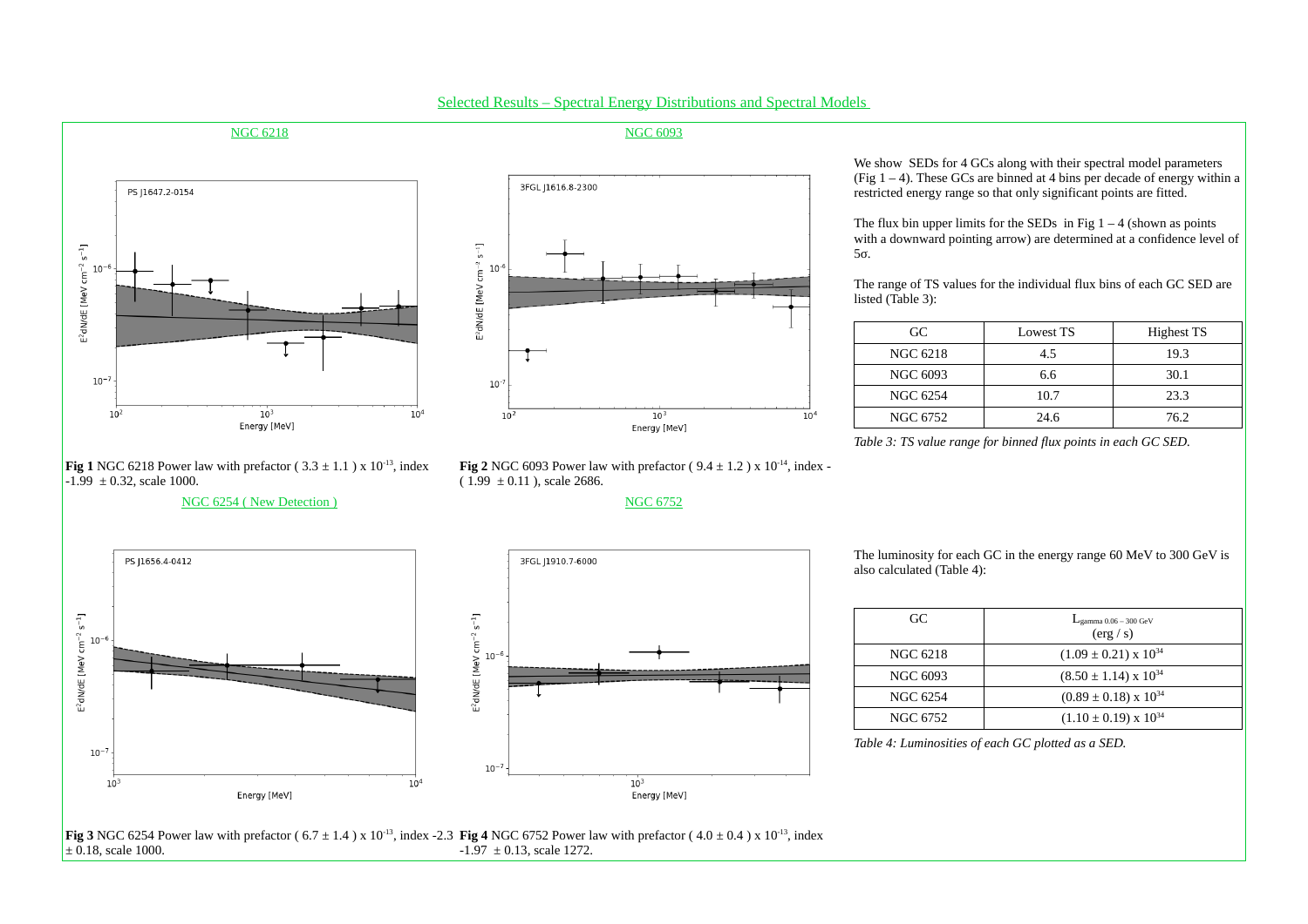## Selected Results – Spectral Energy Distributions and Spectral Models

NGC 6218

NGC 6093

**Fig 1** NGC 6218 Power law with prefactor ( $3.3 \pm 1.1$ ) x $10^{-13}$, index -1.99 $\pm$ 0.32, scale 1000.

**Fig 2** NGC 6093 Power law with prefactor ( $9.4 \pm 1.2$ ) x $10^{-14}$, index -( 1.99 $\pm$ 0.11 ), scale 2686.

NGC 6254 ( New Detection )

NGC 6752

**Fig 3** NGC 6254 Power law with prefactor ( $6.7 \pm 1.4$ ) x $10^{-13}$, index -2.3 $\pm$ 0.18, scale 1000.

**Fig 4** NGC 6752 Power law with prefactor ( $4.0 \pm 0.4$ ) x $10^{-13}$, index -1.97 $\pm$ 0.13, scale 1272.

We show SEDs for 4 GCs along with their spectral model parameters (Fig 1 – 4). These GCs are binned at 4 bins per decade of energy within a restricted energy range so that only significant points are fitted.

The flux bin upper limits for the SEDs in Fig 1 – 4 (shown as points with a downward pointing arrow) are determined at a confidence level of 5σ.

The range of TS values for the individual flux bins of each GC SED are listed (Table 3):

| GC | Lowest TS | Highest TS |
|---|---|---|
| NGC 6218 | 4.5 | 19.3 |
| NGC 6093 | 6.6 | 30.1 |
| NGC 6254 | 10.7 | 23.3 |
| NGC 6752 | 24.6 | 76.2 |

*Table 3: TS value range for binned flux points in each GC SED.*

The luminosity for each GC in the energy range 60 MeV to 300 GeV is also calculated (Table 4):

| GC | $L_{gamma\ 0.06-300\ GeV}$ (erg / s) |
|---|---|
| NGC 6218 | $(1.09 \pm 0.21) \times 10^{34}$ |
| NGC 6093 | $(8.50 \pm 1.14) \times 10^{34}$ |
| NGC 6254 | $(0.89 \pm 0.18) \times 10^{34}$ |
| NGC 6752 | $(1.10 \pm 0.19) \times 10^{34}$ |

*Table 4: Luminosities of each GC plotted as a SED.*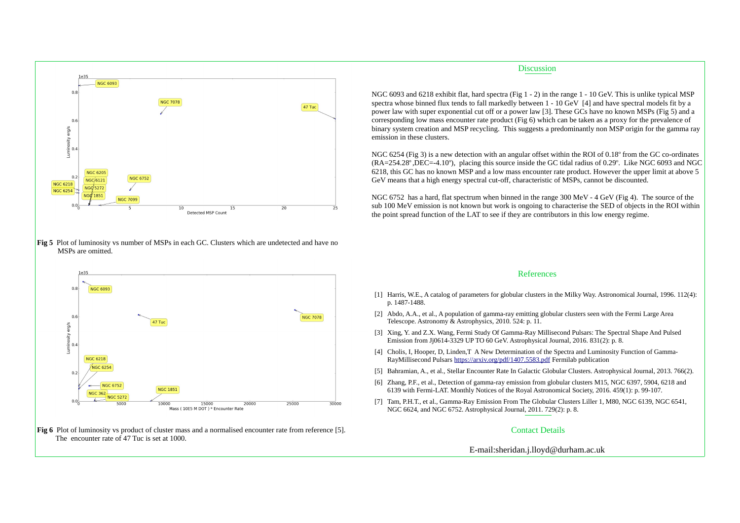1e35

0.8
0.6
0.4
0.2
0.0

Luminosity erg/s

0 5 10 15 20 25

Detected MSP Count

NGC 6093
NGC 7078
47 Tuc
NGC 6205
NGC 6121
NGC 6218
NGC 5272
NGC 6254
NGC 1851
NGC 6752
NGC 7099

**Fig 5** Plot of luminosity vs number of MSPs in each GC. Clusters which are undetected and have no MSPs are omitted.

1e35

0.8
0.6
0.4
0.2
0.0

Luminosity erg/s

0 5000 10000 15000 20000 25000 30000

Mass ( 10E5 M DOT ) * Encounter Rate

NGC 6093
47 Tuc
NGC 7078
NGC 6218
NGC 6254
NGC 6752
NGC 362
NGC 5272
NGC 1851

**Fig 6** Plot of luminosity vs product of cluster mass and a normalised encounter rate from reference [5]. The encounter rate of 47 Tuc is set at 1000.

## Discussion

NGC 6093 and 6218 exhibit flat, hard spectra (Fig 1 - 2) in the range 1 - 10 GeV. This is unlike typical MSP spectra whose binned flux tends to fall markedly between 1 - 10 GeV [4] and have spectral models fit by a power law with super exponential cut off or a power law [3]. These GCs have no known MSPs (Fig 5) and a corresponding low mass encounter rate product (Fig 6) which can be taken as a proxy for the prevalence of binary system creation and MSP recycling. This suggests a predominantly non MSP origin for the gamma ray emission in these clusters.

NGC 6254 (Fig 3) is a new detection with an angular offset within the ROI of 0.18$^{o}$ from the GC co-ordinates (RA=254.28$^{o}$,DEC=-4.10$^{o}$), placing this source inside the GC tidal radius of 0.29$^{o}$. Like NGC 6093 and NGC 6218, this GC has no known MSP and a low mass encounter rate product. However the upper limit at above 5 GeV means that a high energy spectral cut-off, characteristic of MSPs, cannot be discounted.

NGC 6752 has a hard, flat spectrum when binned in the range 300 MeV - 4 GeV (Fig 4). The source of the sub 100 MeV emission is not known but work is ongoing to characterise the SED of objects in the ROI within the point spread function of the LAT to see if they are contributors in this low energy regime.

## References

[1] Harris, W.E., A catalog of parameters for globular clusters in the Milky Way. Astronomical Journal, 1996. 112(4): p. 1487-1488.

[2] Abdo, A.A., et al., A population of gamma-ray emitting globular clusters seen with the Fermi Large Area Telescope. Astronomy & Astrophysics, 2010. 524: p. 11.

[3] Xing, Y. and Z.X. Wang, Fermi Study Of Gamma-Ray Millisecond Pulsars: The Spectral Shape And Pulsed Emission from Jj0614-3329 UP TO 60 GeV. Astrophysical Journal, 2016. 831(2): p. 8.

[4] Cholis, I, Hooper, D, Linden,T A New Determination of the Spectra and Luminosity Function of Gamma-RayMillisecond Pulsars https://arxiv.org/pdf/1407.5583.pdf Fermilab publication

[5] Bahramian, A., et al., Stellar Encounter Rate In Galactic Globular Clusters. Astrophysical Journal, 2013. 766(2).

[6] Zhang, P.F., et al., Detection of gamma-ray emission from globular clusters M15, NGC 6397, 5904, 6218 and 6139 with Fermi-LAT. Monthly Notices of the Royal Astronomical Society, 2016. 459(1): p. 99-107.

[7] Tam, P.H.T., et al., Gamma-Ray Emission From The Globular Clusters Liller 1, M80, NGC 6139, NGC 6541, NGC 6624, and NGC 6752. Astrophysical Journal, 2011. 729(2): p. 8.

## Contact Details

E-mail:sheridan.j.lloyd@durham.ac.uk